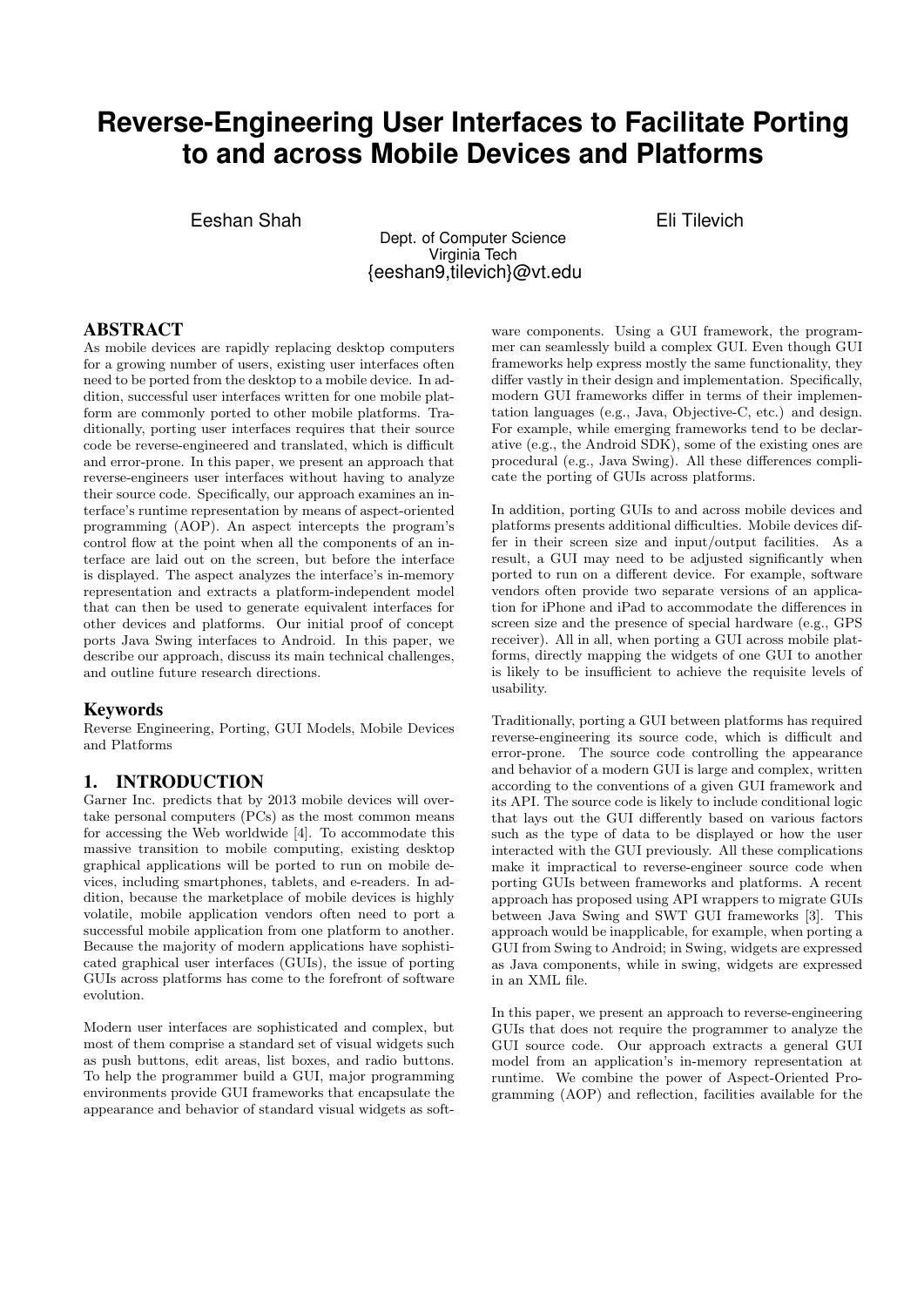# Reverse-Engineering User Interfaces to Facilitate Porting to and across Mobile Devices and Platforms

Eeshan Shah    Eli Tilevich

Dept. of Computer Science
Virginia Tech
{eeshan9,tilevich}@vt.edu

## ABSTRACT

As mobile devices are rapidly replacing desktop computers for a growing number of users, existing user interfaces often need to be ported from the desktop to a mobile device. In addition, successful user interfaces written for one mobile platform are commonly ported to other mobile platforms. Traditionally, porting user interfaces requires that their source code be reverse-engineered and translated, which is difficult and error-prone. In this paper, we present an approach that reverse-engineers user interfaces without having to analyze their source code. Specifically, our approach examines an interface's runtime representation by means of aspect-oriented programming (AOP). An aspect intercepts the program's control flow at the point when all the components of an interface are laid out on the screen, but before the interface is displayed. The aspect analyzes the interface's in-memory representation and extracts a platform-independent model that can then be used to generate equivalent interfaces for other devices and platforms. Our initial proof of concept ports Java Swing interfaces to Android. In this paper, we describe our approach, discuss its main technical challenges, and outline future research directions.

## Keywords

Reverse Engineering, Porting, GUI Models, Mobile Devices and Platforms

## 1. INTRODUCTION

Garner Inc. predicts that by 2013 mobile devices will overtake personal computers (PCs) as the most common means for accessing the Web worldwide [4]. To accommodate this massive transition to mobile computing, existing desktop graphical applications will be ported to run on mobile devices, including smartphones, tablets, and e-readers. In addition, because the marketplace of mobile devices is highly volatile, mobile application vendors often need to port a successful mobile application from one platform to another. Because the majority of modern applications have sophisticated graphical user interfaces (GUIs), the issue of porting GUIs across platforms has come to the forefront of software evolution.

Modern user interfaces are sophisticated and complex, but most of them comprise a standard set of visual widgets such as push buttons, edit areas, list boxes, and radio buttons. To help the programmer build a GUI, major programming environments provide GUI frameworks that encapsulate the appearance and behavior of standard visual widgets as software components. Using a GUI framework, the programmer can seamlessly build a complex GUI. Even though GUI frameworks help express mostly the same functionality, they differ vastly in their design and implementation. Specifically, modern GUI frameworks differ in terms of their implementation languages (e.g., Java, Objective-C, etc.) and design. For example, while emerging frameworks tend to be declarative (e.g., the Android SDK), some of the existing ones are procedural (e.g., Java Swing). All these differences complicate the porting of GUIs across platforms.

In addition, porting GUIs to and across mobile devices and platforms presents additional difficulties. Mobile devices differ in their screen size and input/output facilities. As a result, a GUI may need to be adjusted significantly when ported to run on a different device. For example, software vendors often provide two separate versions of an application for iPhone and iPad to accommodate the differences in screen size and the presence of special hardware (e.g., GPS receiver). All in all, when porting a GUI across mobile platforms, directly mapping the widgets of one GUI to another is likely to be insufficient to achieve the requisite levels of usability.

Traditionally, porting a GUI between platforms has required reverse-engineering its source code, which is difficult and error-prone. The source code controlling the appearance and behavior of a modern GUI is large and complex, written according to the conventions of a given GUI framework and its API. The source code is likely to include conditional logic that lays out the GUI differently based on various factors such as the type of data to be displayed or how the user interacted with the GUI previously. All these complications make it impractical to reverse-engineer source code when porting GUIs between frameworks and platforms. A recent approach has proposed using API wrappers to migrate GUIs between Java Swing and SWT GUI frameworks [3]. This approach would be inapplicable, for example, when porting a GUI from Swing to Android; in Swing, widgets are expressed as Java components, while in swing, widgets are expressed in an XML file.

In this paper, we present an approach to reverse-engineering GUIs that does not require the programmer to analyze the GUI source code. Our approach extracts a general GUI model from an application's in-memory representation at runtime. We combine the power of Aspect-Oriented Programming (AOP) and reflection, facilities available for the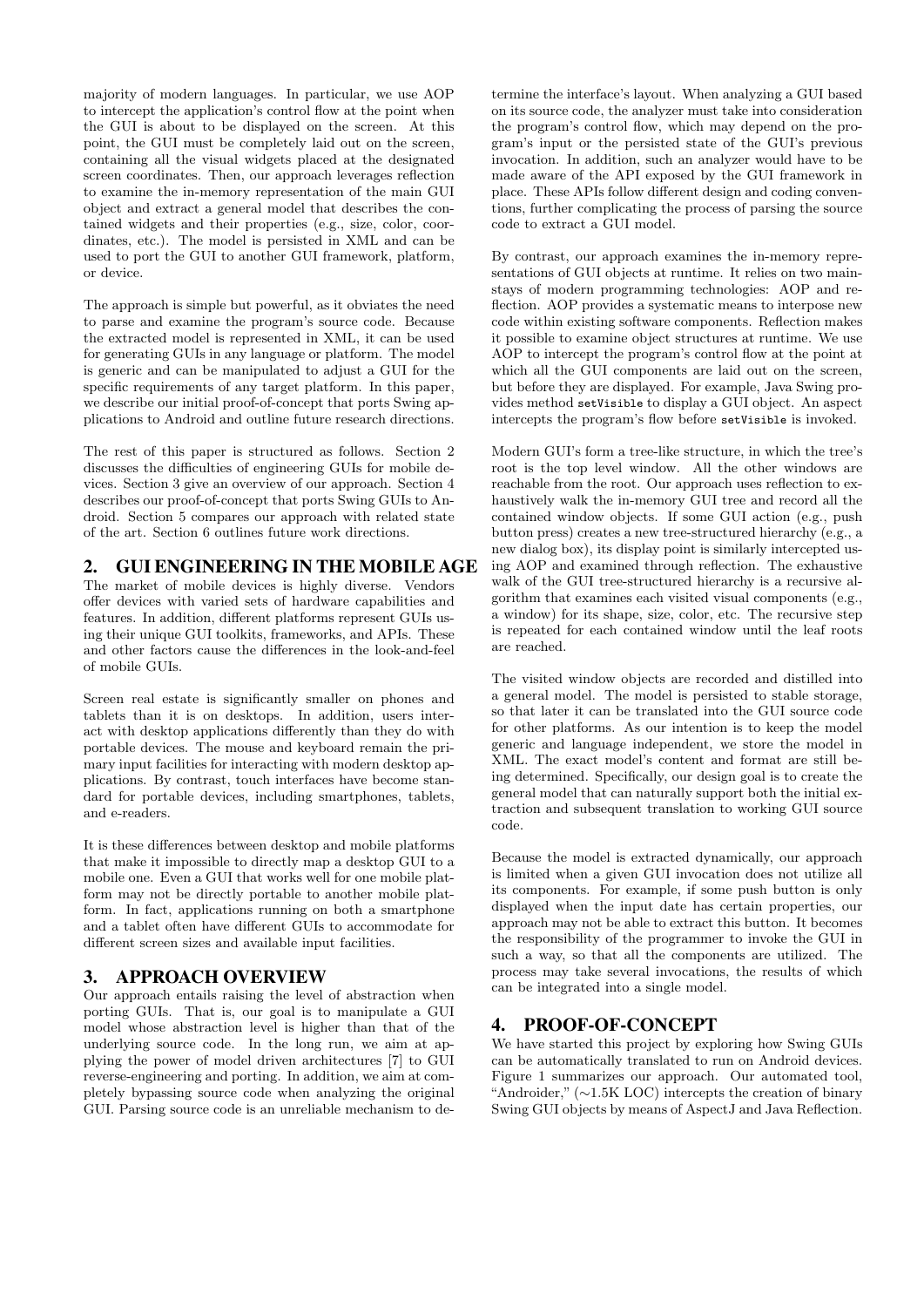majority of modern languages. In particular, we use AOP to intercept the application's control flow at the point when the GUI is about to be displayed on the screen. At this point, the GUI must be completely laid out on the screen, containing all the visual widgets placed at the designated screen coordinates. Then, our approach leverages reflection to examine the in-memory representation of the main GUI object and extract a general model that describes the contained widgets and their properties (e.g., size, color, coordinates, etc.). The model is persisted in XML and can be used to port the GUI to another GUI framework, platform, or device.

The approach is simple but powerful, as it obviates the need to parse and examine the program's source code. Because the extracted model is represented in XML, it can be used for generating GUIs in any language or platform. The model is generic and can be manipulated to adjust a GUI for the specific requirements of any target platform. In this paper, we describe our initial proof-of-concept that ports Swing applications to Android and outline future research directions.

The rest of this paper is structured as follows. Section 2 discusses the difficulties of engineering GUIs for mobile devices. Section 3 give an overview of our approach. Section 4 describes our proof-of-concept that ports Swing GUIs to Android. Section 5 compares our approach with related state of the art. Section 6 outlines future work directions.

## 2. GUI ENGINEERING IN THE MOBILE AGE

The market of mobile devices is highly diverse. Vendors offer devices with varied sets of hardware capabilities and features. In addition, different platforms represent GUIs using their unique GUI toolkits, frameworks, and APIs. These and other factors cause the differences in the look-and-feel of mobile GUIs.

Screen real estate is significantly smaller on phones and tablets than it is on desktops. In addition, users interact with desktop applications differently than they do with portable devices. The mouse and keyboard remain the primary input facilities for interacting with modern desktop applications. By contrast, touch interfaces have become standard for portable devices, including smartphones, tablets, and e-readers.

It is these differences between desktop and mobile platforms that make it impossible to directly map a desktop GUI to a mobile one. Even a GUI that works well for one mobile platform may not be directly portable to another mobile platform. In fact, applications running on both a smartphone and a tablet often have different GUIs to accommodate for different screen sizes and available input facilities.

## 3. APPROACH OVERVIEW

Our approach entails raising the level of abstraction when porting GUIs. That is, our goal is to manipulate a GUI model whose abstraction level is higher than that of the underlying source code. In the long run, we aim at applying the power of model driven architectures [7] to GUI reverse-engineering and porting. In addition, we aim at completely bypassing source code when analyzing the original GUI. Parsing source code is an unreliable mechanism to determine the interface's layout. When analyzing a GUI based on its source code, the analyzer must take into consideration the program's control flow, which may depend on the program's input or the persisted state of the GUI's previous invocation. In addition, such an analyzer would have to be made aware of the API exposed by the GUI framework in place. These APIs follow different design and coding conventions, further complicating the process of parsing the source code to extract a GUI model.

By contrast, our approach examines the in-memory representations of GUI objects at runtime. It relies on two mainstays of modern programming technologies: AOP and reflection. AOP provides a systematic means to interpose new code within existing software components. Reflection makes it possible to examine object structures at runtime. We use AOP to intercept the program's control flow at the point at which all the GUI components are laid out on the screen, but before they are displayed. For example, Java Swing provides method `setVisible` to display a GUI object. An aspect intercepts the program's flow before `setVisible` is invoked.

Modern GUI's form a tree-like structure, in which the tree's root is the top level window. All the other windows are reachable from the root. Our approach uses reflection to exhaustively walk the in-memory GUI tree and record all the contained window objects. If some GUI action (e.g., push button press) creates a new tree-structured hierarchy (e.g., a new dialog box), its display point is similarly intercepted using AOP and examined through reflection. The exhaustive walk of the GUI tree-structured hierarchy is a recursive algorithm that examines each visited visual components (e.g., a window) for its shape, size, color, etc. The recursive step is repeated for each contained window until the leaf roots are reached.

The visited window objects are recorded and distilled into a general model. The model is persisted to stable storage, so that later it can be translated into the GUI source code for other platforms. As our intention is to keep the model generic and language independent, we store the model in XML. The exact model's content and format are still being determined. Specifically, our design goal is to create the general model that can naturally support both the initial extraction and subsequent translation to working GUI source code.

Because the model is extracted dynamically, our approach is limited when a given GUI invocation does not utilize all its components. For example, if some push button is only displayed when the input date has certain properties, our approach may not be able to extract this button. It becomes the responsibility of the programmer to invoke the GUI in such a way, so that all the components are utilized. The process may take several invocations, the results of which can be integrated into a single model.

## 4. PROOF-OF-CONCEPT

We have started this project by exploring how Swing GUIs can be automatically translated to run on Android devices. Figure 1 summarizes our approach. Our automated tool, "Androider," (~1.5K LOC) intercepts the creation of binary Swing GUI objects by means of AspectJ and Java Reflection.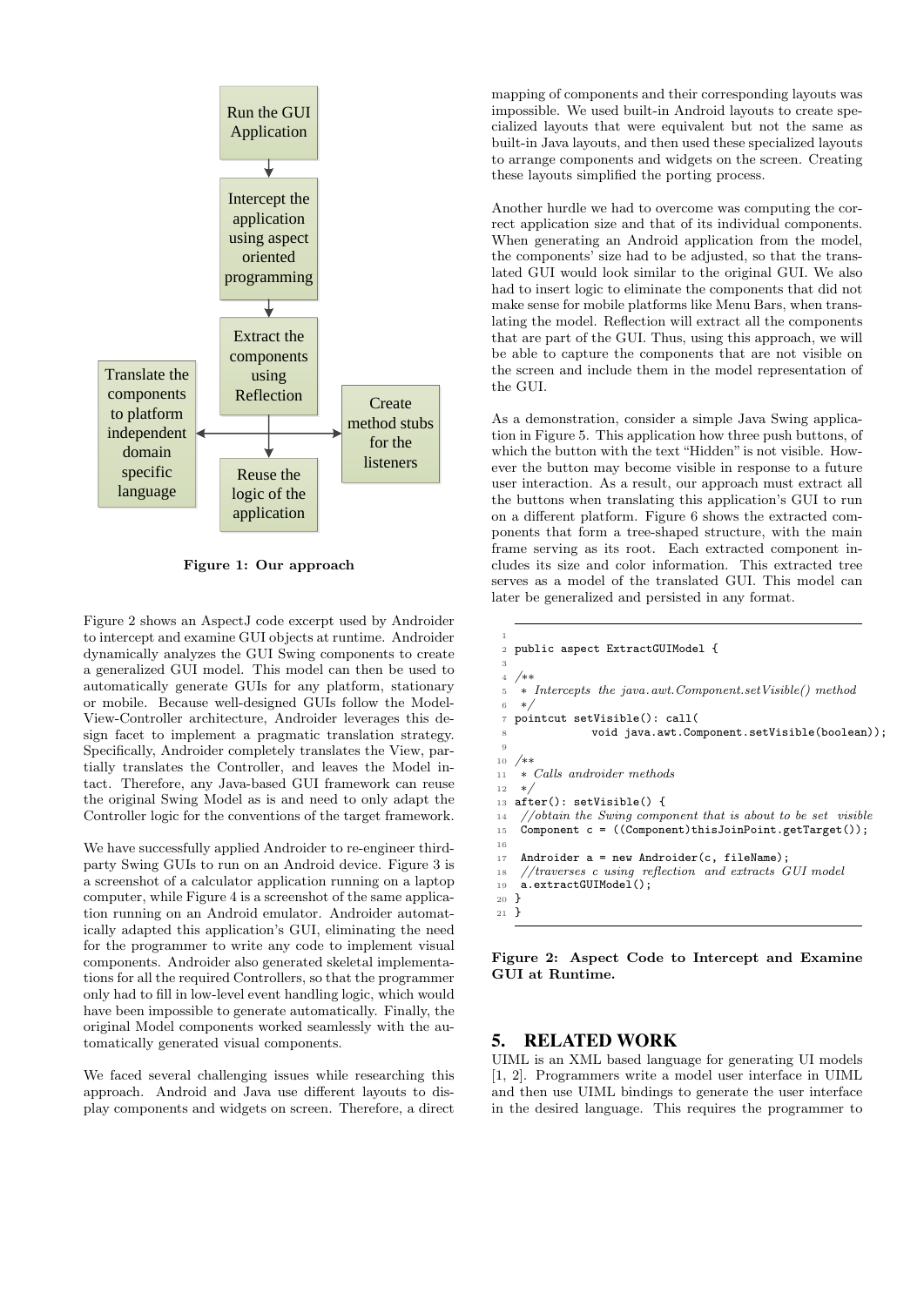Run the GUI Application → Intercept the application using aspect oriented programming → Extract the components using Reflection → Translate the components to platform independent domain specific language / Reuse the logic of the application / Create method stubs for the listeners

**Figure 1: Our approach**

Figure 2 shows an AspectJ code excerpt used by Androider to intercept and examine GUI objects at runtime. Androider dynamically analyzes the GUI Swing components to create a generalized GUI model. This model can then be used to automatically generate GUIs for any platform, stationary or mobile. Because well-designed GUIs follow the Model-View-Controller architecture, Androider leverages this design facet to implement a pragmatic translation strategy. Specifically, Androider completely translates the View, partially translates the Controller, and leaves the Model intact. Therefore, any Java-based GUI framework can reuse the original Swing Model as is and need to only adapt the Controller logic for the conventions of the target framework.

We have successfully applied Androider to re-engineer third-party Swing GUIs to run on an Android device. Figure 3 is a screenshot of a calculator application running on a laptop computer, while Figure 4 is a screenshot of the same application running on an Android emulator. Androider automatically adapted this application's GUI, eliminating the need for the programmer to write any code to implement visual components. Androider also generated skeletal implementations for all the required Controllers, so that the programmer only had to fill in low-level event handling logic, which would have been impossible to generate automatically. Finally, the original Model components worked seamlessly with the automatically generated visual components.

We faced several challenging issues while researching this approach. Android and Java use different layouts to display components and widgets on screen. Therefore, a direct mapping of components and their corresponding layouts was impossible. We used built-in Android layouts to create specialized layouts that were equivalent but not the same as built-in Java layouts, and then used these specialized layouts to arrange components and widgets on the screen. Creating these layouts simplified the porting process.

Another hurdle we had to overcome was computing the correct application size and that of its individual components. When generating an Android application from the model, the components' size had to be adjusted, so that the translated GUI would look similar to the original GUI. We also had to insert logic to eliminate the components that did not make sense for mobile platforms like Menu Bars, when translating the model. Reflection will extract all the components that are part of the GUI. Thus, using this approach, we will be able to capture the components that are not visible on the screen and include them in the model representation of the GUI.

As a demonstration, consider a simple Java Swing application in Figure 5. This application how three push buttons, of which the button with the text "Hidden" is not visible. However the button may become visible in response to a future user interaction. As a result, our approach must extract all the buttons when translating this application's GUI to run on a different platform. Figure 6 shows the extracted components that form a tree-shaped structure, with the main frame serving as its root. Each extracted component includes its size and color information. This extracted tree serves as a model of the translated GUI. This model can later be generalized and persisted in any format.

```
1
2  public aspect ExtractGUIModel {
3
4  /**
5   * Intercepts the java.awt.Component.setVisible() method
6   */
7  pointcut setVisible(): call(
8              void java.awt.Component.setVisible(boolean));
9
10 /**
11  * Calls androider methods
12  */
13 after(): setVisible() {
14  //obtain the Swing component that is about to be set visible
15  Component c = ((Component)thisJoinPoint.getTarget());
16
17  Androider a = new Androider(c, fileName);
18  //traverses c using reflection and extracts GUI model
19  a.extractGUIModel();
20 }
21 }
```

**Figure 2: Aspect Code to Intercept and Examine GUI at Runtime.**

## 5. RELATED WORK

UIML is an XML based language for generating UI models [1, 2]. Programmers write a model user interface in UIML and then use UIML bindings to generate the user interface in the desired language. This requires the programmer to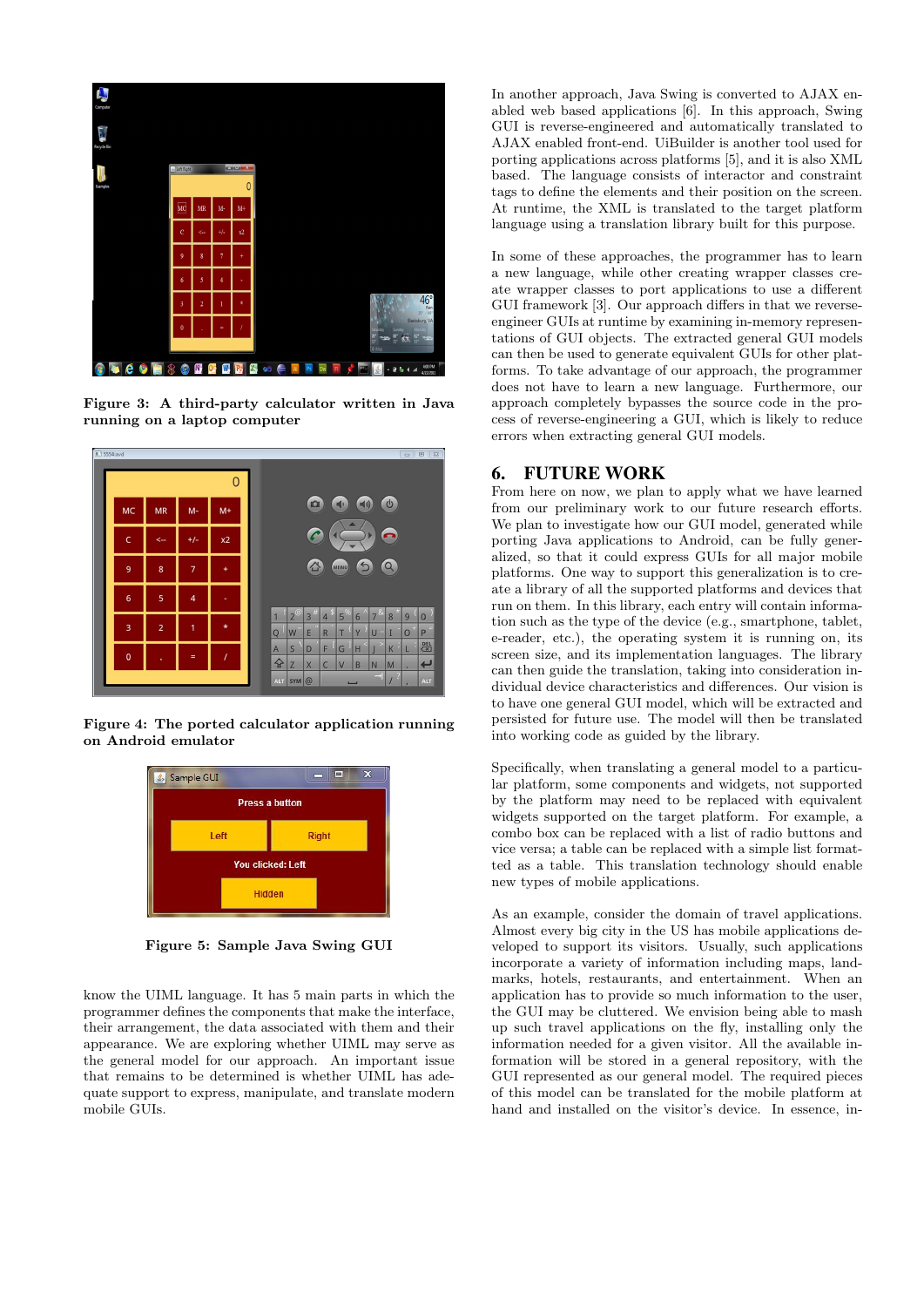Figure 3: A third-party calculator written in Java running on a laptop computer

Figure 4: The ported calculator application running on Android emulator

Figure 5: Sample Java Swing GUI

know the UIML language. It has 5 main parts in which the programmer defines the components that make the interface, their arrangement, the data associated with them and their appearance. We are exploring whether UIML may serve as the general model for our approach. An important issue that remains to be determined is whether UIML has adequate support to express, manipulate, and translate modern mobile GUIs.

In another approach, Java Swing is converted to AJAX enabled web based applications [6]. In this approach, Swing GUI is reverse-engineered and automatically translated to AJAX enabled front-end. UiBuilder is another tool used for porting applications across platforms [5], and it is also XML based. The language consists of interactor and constraint tags to define the elements and their position on the screen. At runtime, the XML is translated to the target platform language using a translation library built for this purpose.

In some of these approaches, the programmer has to learn a new language, while other creating wrapper classes create wrapper classes to port applications to use a different GUI framework [3]. Our approach differs in that we reverse-engineer GUIs at runtime by examining in-memory representations of GUI objects. The extracted general GUI models can then be used to generate equivalent GUIs for other platforms. To take advantage of our approach, the programmer does not have to learn a new language. Furthermore, our approach completely bypasses the source code in the process of reverse-engineering a GUI, which is likely to reduce errors when extracting general GUI models.

## 6. FUTURE WORK

From here on now, we plan to apply what we have learned from our preliminary work to our future research efforts. We plan to investigate how our GUI model, generated while porting Java applications to Android, can be fully generalized, so that it could express GUIs for all major mobile platforms. One way to support this generalization is to create a library of all the supported platforms and devices that run on them. In this library, each entry will contain information such as the type of the device (e.g., smartphone, tablet, e-reader, etc.), the operating system it is running on, its screen size, and its implementation languages. The library can then guide the translation, taking into consideration individual device characteristics and differences. Our vision is to have one general GUI model, which will be extracted and persisted for future use. The model will then be translated into working code as guided by the library.

Specifically, when translating a general model to a particular platform, some components and widgets, not supported by the platform may need to be replaced with equivalent widgets supported on the target platform. For example, a combo box can be replaced with a list of radio buttons and vice versa; a table can be replaced with a simple list formatted as a table. This translation technology should enable new types of mobile applications.

As an example, consider the domain of travel applications. Almost every big city in the US has mobile applications developed to support its visitors. Usually, such applications incorporate a variety of information including maps, landmarks, hotels, restaurants, and entertainment. When an application has to provide so much information to the user, the GUI may be cluttered. We envision being able to mash up such travel applications on the fly, installing only the information needed for a given visitor. All the available information will be stored in a general repository, with the GUI represented as our general model. The required pieces of this model can be translated for the mobile platform at hand and installed on the visitor's device. In essence, in-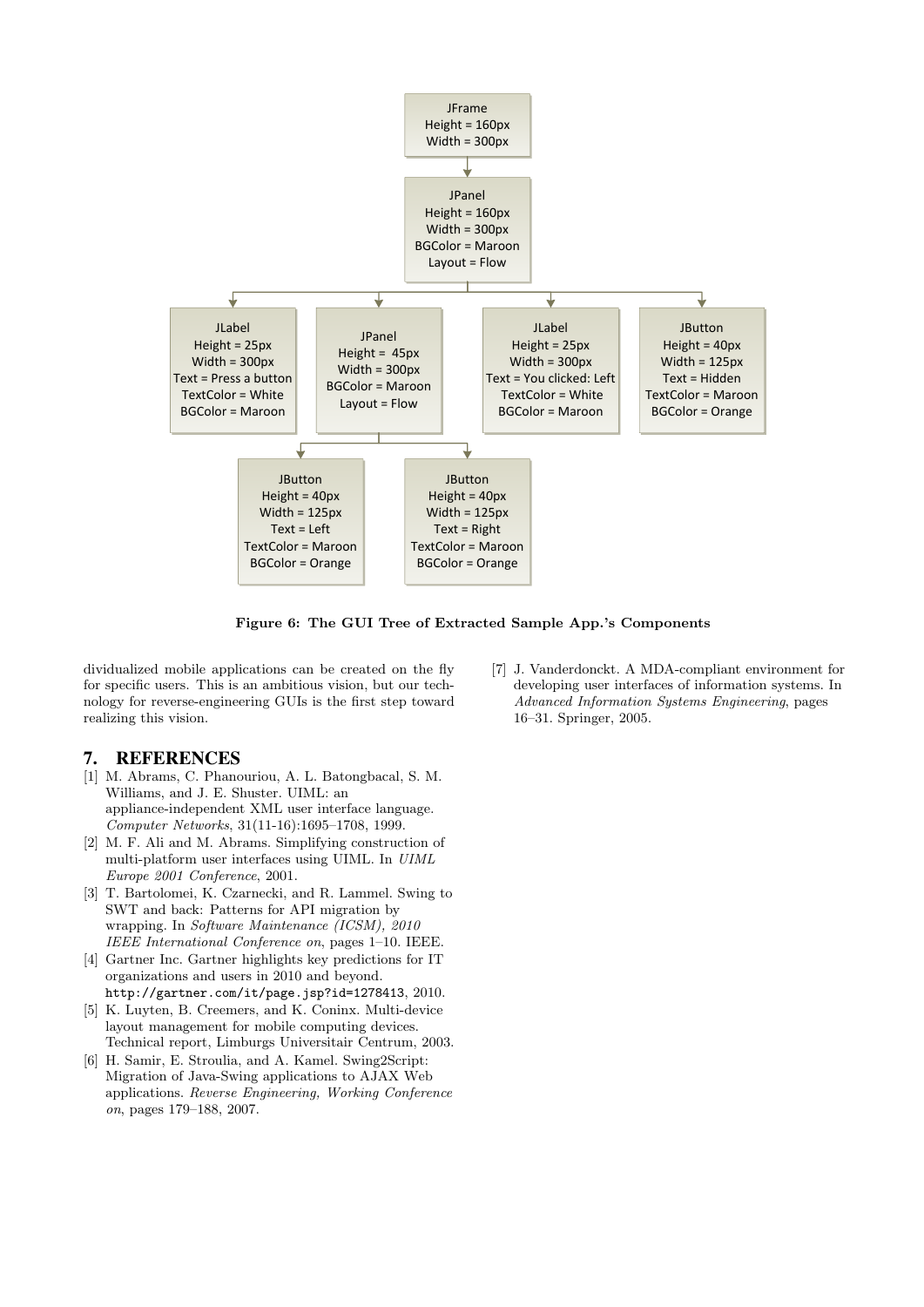JFrame
Height = 160px
Width = 300px

JPanel
Height = 160px
Width = 300px
BGColor = Maroon
Layout = Flow

JLabel
Height = 25px
Width = 300px
Text = Press a button
TextColor = White
BGColor = Maroon

JPanel
Height = 45px
Width = 300px
BGColor = Maroon
Layout = Flow

JLabel
Height = 25px
Width = 300px
Text = You clicked: Left
TextColor = White
BGColor = Maroon

JButton
Height = 40px
Width = 125px
Text = Hidden
TextColor = Maroon
BGColor = Orange

JButton
Height = 40px
Width = 125px
Text = Left
TextColor = Maroon
BGColor = Orange

JButton
Height = 40px
Width = 125px
Text = Right
TextColor = Maroon
BGColor = Orange

**Figure 6: The GUI Tree of Extracted Sample App.'s Components**

dividualized mobile applications can be created on the fly for specific users. This is an ambitious vision, but our technology for reverse-engineering GUIs is the first step toward realizing this vision.

## 7. REFERENCES

[1] M. Abrams, C. Phanouriou, A. L. Batongbacal, S. M. Williams, and J. E. Shuster. UIML: an appliance-independent XML user interface language. *Computer Networks*, 31(11-16):1695–1708, 1999.

[2] M. F. Ali and M. Abrams. Simplifying construction of multi-platform user interfaces using UIML. In *UIML Europe 2001 Conference*, 2001.

[3] T. Bartolomei, K. Czarnecki, and R. Lammel. Swing to SWT and back: Patterns for API migration by wrapping. In *Software Maintenance (ICSM), 2010 IEEE International Conference on*, pages 1–10. IEEE.

[4] Gartner Inc. Gartner highlights key predictions for IT organizations and users in 2010 and beyond. http://gartner.com/it/page.jsp?id=1278413, 2010.

[5] K. Luyten, B. Creemers, and K. Coninx. Multi-device layout management for mobile computing devices. Technical report, Limburgs Universitair Centrum, 2003.

[6] H. Samir, E. Stroulia, and A. Kamel. Swing2Script: Migration of Java-Swing applications to AJAX Web applications. *Reverse Engineering, Working Conference on*, pages 179–188, 2007.

[7] J. Vanderdonckt. A MDA-compliant environment for developing user interfaces of information systems. In *Advanced Information Systems Engineering*, pages 16–31. Springer, 2005.